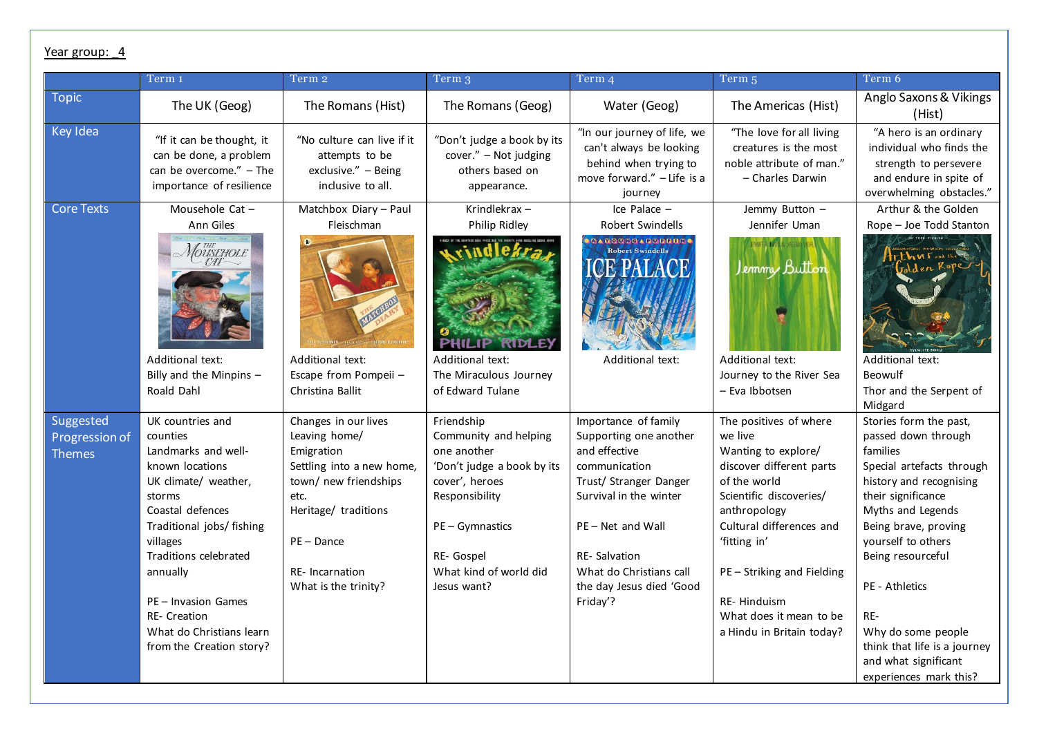Year group: 4

| | Term 1 | Term 2 | Term 3 | Term 4 | Term 5 | Term 6 |
|---|---|---|---|---|---|---|
| Topic | The UK (Geog) | The Romans (Hist) | The Romans (Geog) | Water (Geog) | The Americas (Hist) | Anglo Saxons & Vikings (Hist) |
| Key Idea | "If it can be thought, it can be done, a problem can be overcome." – The importance of resilience | "No culture can live if it attempts to be exclusive." – Being inclusive to all. | "Don't judge a book by its cover." – Not judging others based on appearance. | "In our journey of life, we can't always be looking behind when trying to move forward." – Life is a journey | "The love for all living creatures is the most noble attribute of man." – Charles Darwin | "A hero is an ordinary individual who finds the strength to persevere and endure in spite of overwhelming obstacles." |
| Core Texts | Mousehole Cat – Ann Giles<br><br>Additional text:<br>Billy and the Minpins – Roald Dahl | Matchbox Diary – Paul Fleischman<br><br>Additional text:<br>Escape from Pompeii – Christina Ballit | Krindlekrax – Philip Ridley<br><br>Additional text:<br>The Miraculous Journey of Edward Tulane | Ice Palace – Robert Swindells<br><br>Additional text: | Jemmy Button – Jennifer Uman<br><br>Additional text:<br>Journey to the River Sea – Eva Ibbotsen | Arthur & the Golden Rope – Joe Todd Stanton<br><br>Additional text:<br>Beowulf<br>Thor and the Serpent of Midgard |
| Suggested Progression of Themes | UK countries and counties<br>Landmarks and well-known locations<br>UK climate/ weather, storms<br>Coastal defences<br>Traditional jobs/ fishing villages<br>Traditions celebrated annually<br><br>PE – Invasion Games<br>RE- Creation<br>What do Christians learn from the Creation story? | Changes in our lives<br>Leaving home/ Emigration<br>Settling into a new home, town/ new friendships etc.<br>Heritage/ traditions<br><br>PE – Dance<br><br>RE- Incarnation<br>What is the trinity? | Friendship<br>Community and helping one another<br>'Don't judge a book by its cover', heroes<br>Responsibility<br><br>PE – Gymnastics<br><br>RE- Gospel<br>What kind of world did Jesus want? | Importance of family<br>Supporting one another and effective communication<br>Trust/ Stranger Danger<br>Survival in the winter<br><br>PE – Net and Wall<br><br>RE- Salvation<br>What do Christians call the day Jesus died 'Good Friday'? | The positives of where we live<br>Wanting to explore/ discover different parts of the world<br>Scientific discoveries/ anthropology<br>Cultural differences and 'fitting in'<br><br>PE – Striking and Fielding<br><br>RE- Hinduism<br>What does it mean to be a Hindu in Britain today? | Stories form the past, passed down through families<br>Special artefacts through history and recognising their significance<br>Myths and Legends<br>Being brave, proving yourself to others<br>Being resourceful<br><br>PE - Athletics<br><br>RE-<br>Why do some people think that life is a journey and what significant experiences mark this? |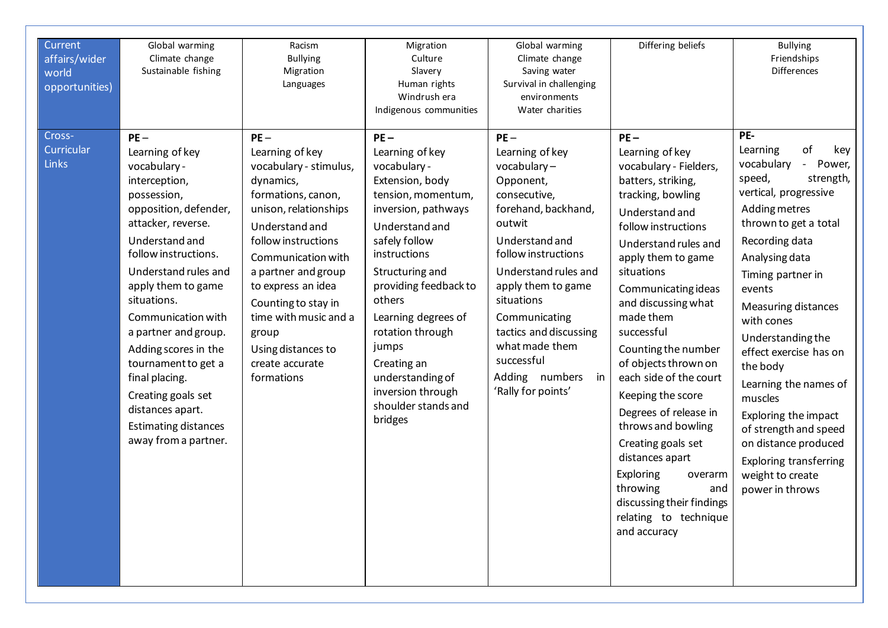| Current affairs/wider world opportunities) | Global warming<br>Climate change<br>Sustainable fishing | Racism<br>Bullying<br>Migration<br>Languages | Migration<br>Culture<br>Slavery<br>Human rights<br>Windrush era<br>Indigenous communities | Global warming<br>Climate change<br>Saving water<br>Survival in challenging environments<br>Water charities | Differing beliefs | Bullying<br>Friendships<br>Differences |
|---|---|---|---|---|---|---|
| Cross-Curricular Links | **PE –**<br>Learning of key vocabulary - interception, possession, opposition, defender, attacker, reverse.<br>Understand and follow instructions.<br>Understand rules and apply them to game situations.<br>Communication with a partner and group.<br>Adding scores in the tournament to get a final placing.<br>Creating goals set distances apart.<br>Estimating distances away from a partner. | **PE –**<br>Learning of key vocabulary - stimulus, dynamics, formations, canon, unison, relationships<br>Understand and follow instructions<br>Communication with a partner and group to express an idea<br>Counting to stay in time with music and a group<br>Using distances to create accurate formations | **PE –**<br>Learning of key vocabulary - Extension, body tension, momentum, inversion, pathways<br>Understand and safely follow instructions<br>Structuring and providing feedback to others<br>Learning degrees of rotation through jumps<br>Creating an understanding of inversion through shoulder stands and bridges | **PE –**<br>Learning of key vocabulary – Opponent, consecutive, forehand, backhand, outwit<br>Understand and follow instructions<br>Understand rules and apply them to game situations<br>Communicating tactics and discussing what made them successful<br>Adding numbers in 'Rally for points' | **PE –**<br>Learning of key vocabulary - Fielders, batters, striking, tracking, bowling<br>Understand and follow instructions<br>Understand rules and apply them to game situations<br>Communicating ideas and discussing what made them successful<br>Counting the number of objects thrown on each side of the court<br>Keeping the score<br>Degrees of release in throws and bowling<br>Creating goals set distances apart<br>Exploring overarm throwing and discussing their findings relating to technique and accuracy | **PE-**<br>Learning of key vocabulary - Power, speed, strength, vertical, progressive<br>Adding metres thrown to get a total<br>Recording data<br>Analysing data<br>Timing partner in events<br>Measuring distances with cones<br>Understanding the effect exercise has on the body<br>Learning the names of muscles<br>Exploring the impact of strength and speed on distance produced<br>Exploring transferring weight to create power in throws |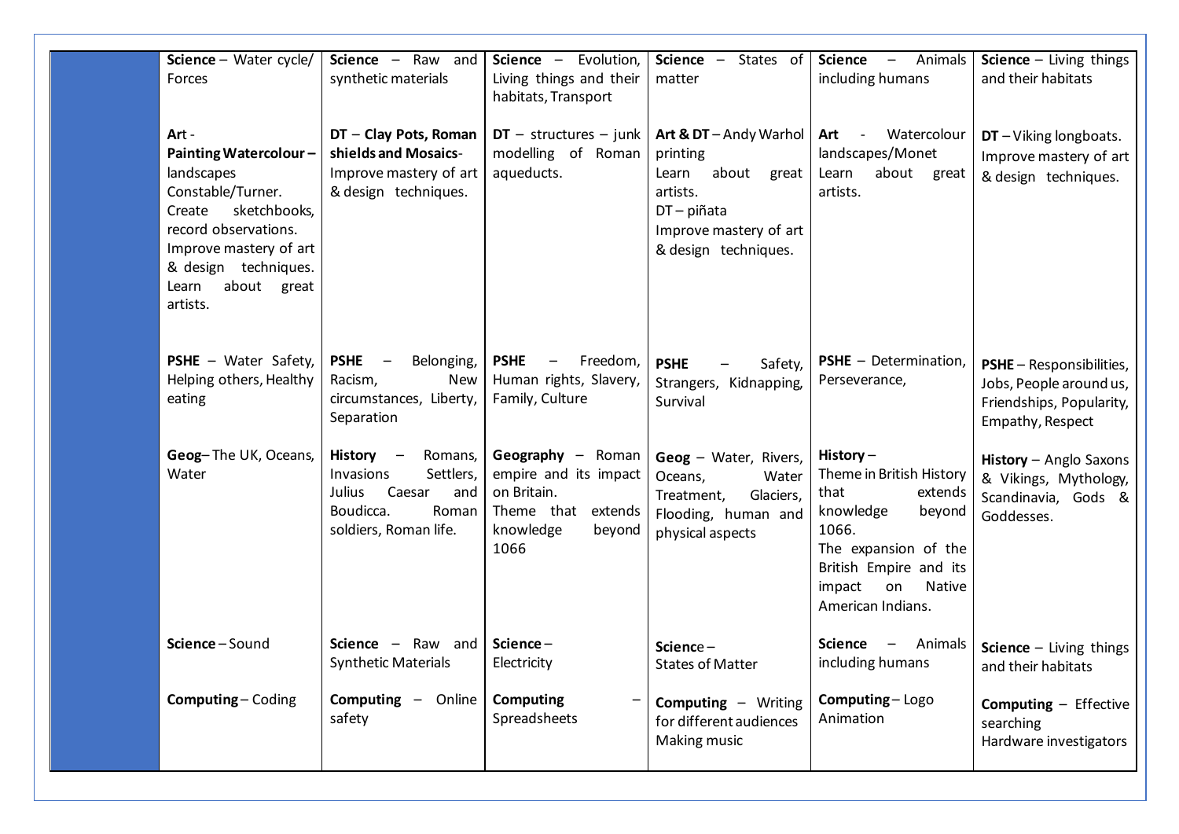| | | | | | | |
|---|---|---|---|---|---|---|
| | **Science** – Water cycle/ Forces<br><br>**Art** - **Painting Watercolour** – landscapes Constable/Turner. Create sketchbooks, record observations. Improve mastery of art & design techniques. Learn about great artists.<br><br>**PSHE** – Water Safety, Helping others, Healthy eating<br><br>**Geog**– The UK, Oceans, Water<br><br>**Science** – Sound<br><br>**Computing** – Coding | **Science** – Raw and synthetic materials<br><br>**DT** – **Clay Pots, Roman shields and Mosaics**- Improve mastery of art & design techniques.<br><br>**PSHE** – Belonging, Racism, New circumstances, Liberty, Separation<br><br>**History** – Romans, Invasions Settlers, Julius Caesar and Boudicca. Roman soldiers, Roman life.<br><br>**Science** – Raw and Synthetic Materials<br><br>**Computing** – Online safety | **Science** – Evolution, Living things and their habitats, Transport<br><br>**DT** – structures – junk modelling of Roman aqueducts.<br><br>**PSHE** – Freedom, Human rights, Slavery, Family, Culture<br><br>**Geography** – Roman empire and its impact on Britain. Theme that extends knowledge beyond 1066<br><br>**Science** – Electricity<br><br>**Computing** – Spreadsheets | **Science** – States of matter<br><br>**Art & DT** – Andy Warhol printing Learn about great artists. DT – piñata Improve mastery of art & design techniques.<br><br>**PSHE** – Safety, Strangers, Kidnapping, Survival<br><br>**Geog** – Water, Rivers, Oceans, Water Treatment, Glaciers, Flooding, human and physical aspects<br><br>**Scienc**e – States of Matter<br><br>**Computing** – Writing for different audiences Making music | **Science** – Animals including humans<br><br>**Art** - Watercolour landscapes/Monet Learn about great artists.<br><br>**PSHE** – Determination, Perseverance,<br><br>**History** – Theme in British History that extends knowledge beyond 1066. The expansion of the British Empire and its impact on Native American Indians.<br><br>**Science** – Animals including humans<br><br>**Computing** – Logo Animation | **Science** – Living things and their habitats<br><br>**DT** – Viking longboats. Improve mastery of art & design techniques.<br><br>**PSHE** – Responsibilities, Jobs, People around us, Friendships, Popularity, Empathy, Respect<br><br>**History** – Anglo Saxons & Vikings, Mythology, Scandinavia, Gods & Goddesses.<br><br>**Science** – Living things and their habitats<br><br>**Computing** – Effective searching Hardware investigators |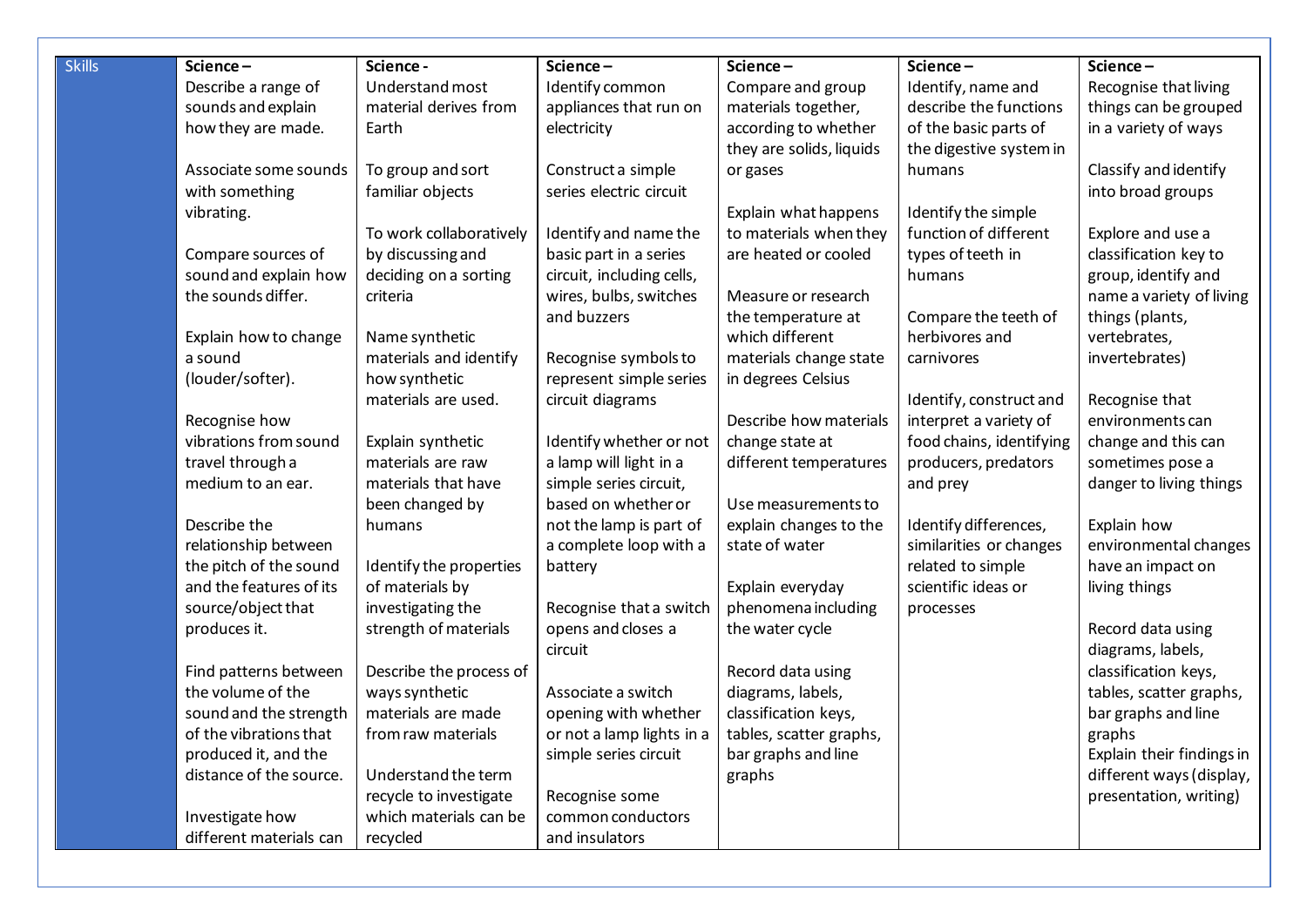| Skills | Science – | Science - | Science – | Science – | Science – | Science – |
|---|---|---|---|---|---|---|
| | Describe a range of sounds and explain how they are made.<br><br>Associate some sounds with something vibrating.<br><br>Compare sources of sound and explain how the sounds differ.<br><br>Explain how to change a sound (louder/softer).<br><br>Recognise how vibrations from sound travel through a medium to an ear.<br><br>Describe the relationship between the pitch of the sound and the features of its source/object that produces it.<br><br>Find patterns between the volume of the sound and the strength of the vibrations that produced it, and the distance of the source.<br><br>Investigate how different materials can | Understand most material derives from Earth<br><br>To group and sort familiar objects<br><br>To work collaboratively by discussing and deciding on a sorting criteria<br><br>Name synthetic materials and identify how synthetic materials are used.<br><br>Explain synthetic materials are raw materials that have been changed by humans<br><br>Identify the properties of materials by investigating the strength of materials<br><br>Describe the process of ways synthetic materials are made from raw materials<br><br>Understand the term recycle to investigate which materials can be recycled | Identify common appliances that run on electricity<br><br>Construct a simple series electric circuit<br><br>Identify and name the basic part in a series circuit, including cells, wires, bulbs, switches and buzzers<br><br>Recognise symbols to represent simple series circuit diagrams<br><br>Identify whether or not a lamp will light in a simple series circuit, based on whether or not the lamp is part of a complete loop with a battery<br><br>Recognise that a switch opens and closes a circuit<br><br>Associate a switch opening with whether or not a lamp lights in a simple series circuit<br><br>Recognise some common conductors and insulators | Compare and group materials together, according to whether they are solids, liquids or gases<br><br>Explain what happens to materials when they are heated or cooled<br><br>Measure or research the temperature at which different materials change state in degrees Celsius<br><br>Describe how materials change state at different temperatures<br><br>Use measurements to explain changes to the state of water<br><br>Explain everyday phenomena including the water cycle<br><br>Record data using diagrams, labels, classification keys, tables, scatter graphs, bar graphs and line graphs | Identify, name and describe the functions of the basic parts of the digestive system in humans<br><br>Identify the simple function of different types of teeth in humans<br><br>Compare the teeth of herbivores and carnivores<br><br>Identify, construct and interpret a variety of food chains, identifying producers, predators and prey<br><br>Identify differences, similarities or changes related to simple scientific ideas or processes | Recognise that living things can be grouped in a variety of ways<br><br>Classify and identify into broad groups<br><br>Explore and use a classification key to group, identify and name a variety of living things (plants, vertebrates, invertebrates)<br><br>Recognise that environments can change and this can sometimes pose a danger to living things<br><br>Explain how environmental changes have an impact on living things<br><br>Record data using diagrams, labels, classification keys, tables, scatter graphs, bar graphs and line graphs<br>Explain their findings in different ways (display, presentation, writing) |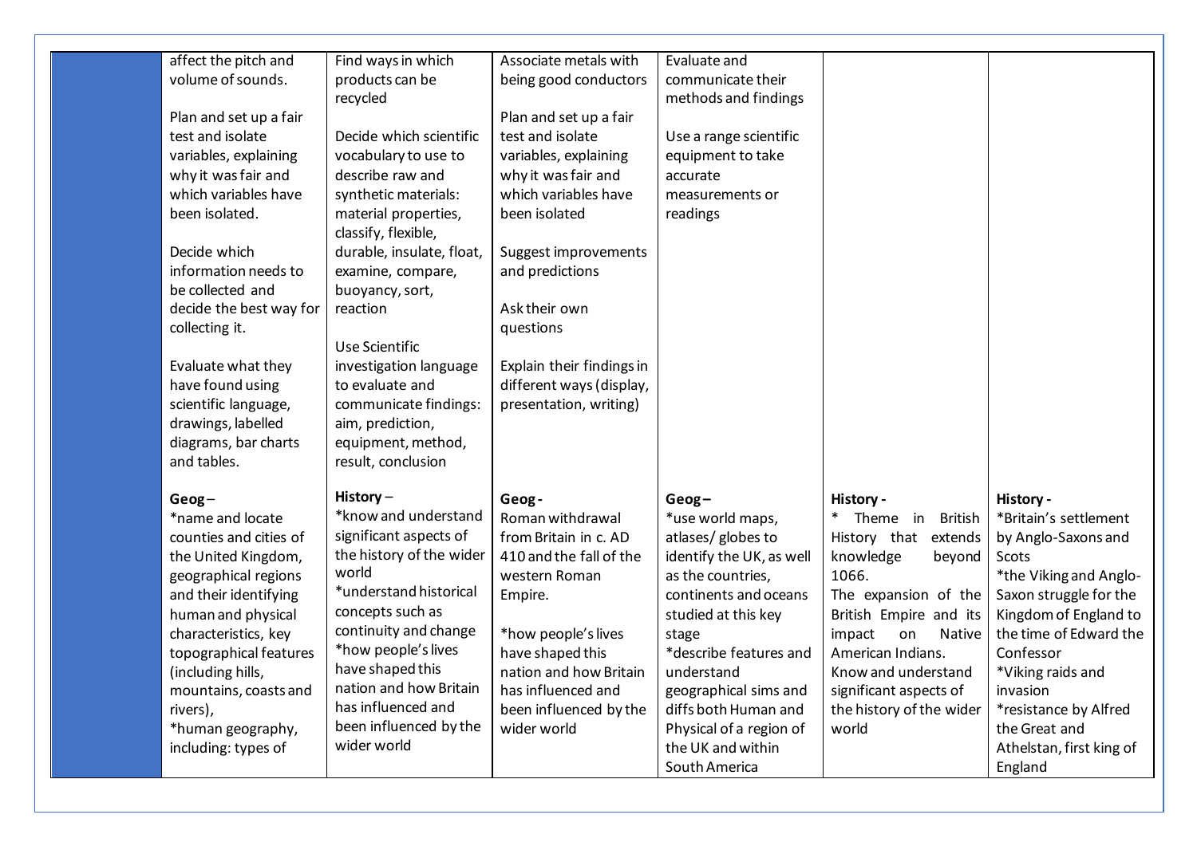| | | | | | | |
|---|---|---|---|---|---|---|
| | affect the pitch and volume of sounds.<br><br>Plan and set up a fair test and isolate variables, explaining why it was fair and which variables have been isolated.<br><br>Decide which information needs to be collected and decide the best way for collecting it.<br><br>Evaluate what they have found using scientific language, drawings, labelled diagrams, bar charts and tables. | Find ways in which products can be recycled<br><br>Decide which scientific vocabulary to use to describe raw and synthetic materials: material properties, classify, flexible, durable, insulate, float, examine, compare, buoyancy, sort, reaction<br><br>Use Scientific investigation language to evaluate and communicate findings: aim, prediction, equipment, method, result, conclusion | Associate metals with being good conductors<br><br>Plan and set up a fair test and isolate variables, explaining why it was fair and which variables have been isolated<br><br>Suggest improvements and predictions<br><br>Ask their own questions<br><br>Explain their findings in different ways (display, presentation, writing) | Evaluate and communicate their methods and findings<br><br>Use a range scientific equipment to take accurate measurements or readings | | |
| | **Geog** –<br>*name and locate counties and cities of the United Kingdom, geographical regions and their identifying human and physical characteristics, key topographical features (including hills, mountains, coasts and rivers),<br>*human geography, including: types of | **History** –<br>*know and understand significant aspects of the history of the wider world<br>*understand historical concepts such as continuity and change<br>*how people's lives have shaped this nation and how Britain has influenced and been influenced by the wider world | **Geog** -<br>Roman withdrawal from Britain in c. AD 410 and the fall of the western Roman Empire.<br><br>*how people's lives have shaped this nation and how Britain has influenced and been influenced by the wider world | **Geog** –<br>*use world maps, atlases/ globes to identify the UK, as well as the countries, continents and oceans studied at this key stage<br>*describe features and understand geographical sims and diffs both Human and Physical of a region of the UK and within South America | **History** -<br>* Theme in British History that extends knowledge beyond 1066.<br>The expansion of the British Empire and its impact on Native American Indians.<br>Know and understand significant aspects of the history of the wider world | **History** -<br>*Britain's settlement by Anglo-Saxons and Scots<br>*the Viking and Anglo-Saxon struggle for the Kingdom of England to the time of Edward the Confessor<br>*Viking raids and invasion<br>*resistance by Alfred the Great and Athelstan, first king of England |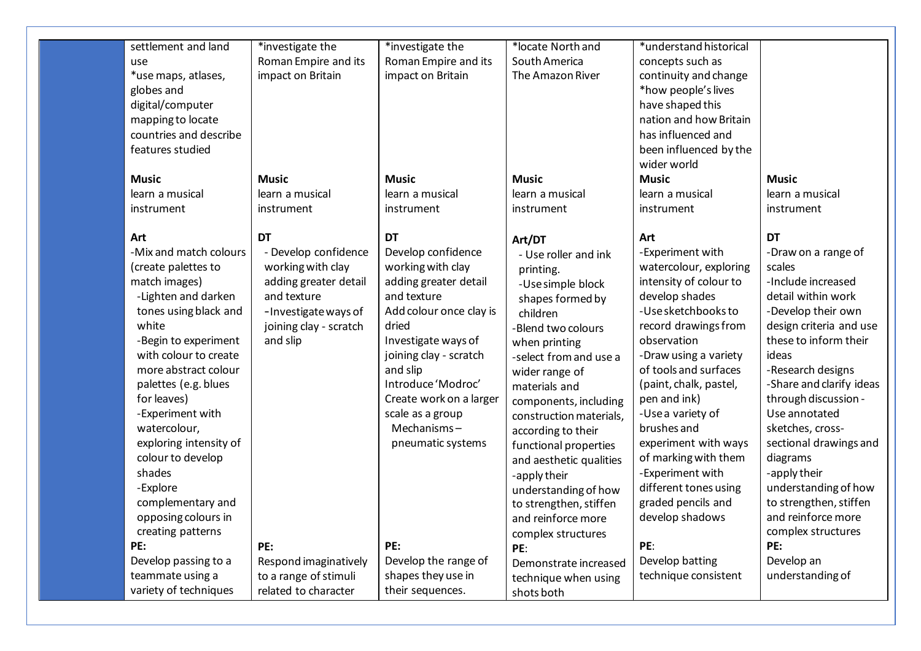| | | | | | | |
|---|---|---|---|---|---|---|
| | settlement and land use<br>*use maps, atlases, globes and digital/computer mapping to locate countries and describe features studied<br><br>**Music**<br>learn a musical instrument<br><br>**Art**<br>-Mix and match colours (create palettes to match images)<br>-Lighten and darken tones using black and white<br>-Begin to experiment with colour to create more abstract colour palettes (e.g. blues for leaves)<br>-Experiment with watercolour, exploring intensity of colour to develop shades<br>-Explore complementary and opposing colours in creating patterns<br>**PE:**<br>Develop passing to a teammate using a variety of techniques | *investigate the Roman Empire and its impact on Britain<br><br>**Music**<br>learn a musical instrument<br><br>**DT**<br>- Develop confidence working with clay adding greater detail and texture<br>-Investigate ways of joining clay - scratch and slip<br><br>**PE:**<br>Respond imaginatively to a range of stimuli related to character | *investigate the Roman Empire and its impact on Britain<br><br>**Music**<br>learn a musical instrument<br><br>**DT**<br>Develop confidence working with clay adding greater detail and texture<br>Add colour once clay is dried<br>Investigate ways of joining clay - scratch and slip<br>Introduce 'Modroc'<br>Create work on a larger scale as a group<br>Mechanisms – pneumatic systems<br><br>**PE:**<br>Develop the range of shapes they use in their sequences. | *locate North and South America<br>The Amazon River<br><br>**Music**<br>learn a musical instrument<br><br>**Art/DT**<br>- Use roller and ink printing.<br>-Use simple block shapes formed by children<br>-Blend two colours when printing<br>-select from and use a wider range of materials and components, including construction materials, according to their functional properties and aesthetic qualities<br>-apply their understanding of how to strengthen, stiffen and reinforce more complex structures<br>**PE**:<br>Demonstrate increased technique when using shots both | *understand historical concepts such as continuity and change<br>*how people's lives have shaped this nation and how Britain has influenced and been influenced by the wider world<br>**Music**<br>learn a musical instrument<br><br>**Art**<br>-Experiment with watercolour, exploring intensity of colour to develop shades<br>-Use sketchbooks to record drawings from observation<br>-Draw using a variety of tools and surfaces (paint, chalk, pastel, pen and ink)<br>-Use a variety of brushes and experiment with ways of marking with them<br>-Experiment with different tones using graded pencils and develop shadows<br><br>**PE**:<br>Develop batting technique consistent | <br><br><br><br><br><br><br><br><br>**Music**<br>learn a musical instrument<br><br>**DT**<br>-Draw on a range of scales<br>-Include increased detail within work<br>-Develop their own design criteria and use these to inform their ideas<br>-Research designs<br>-Share and clarify ideas through discussion - Use annotated sketches, cross-sectional drawings and diagrams<br>-apply their understanding of how to strengthen, stiffen and reinforce more complex structures<br>**PE:**<br>Develop an understanding of |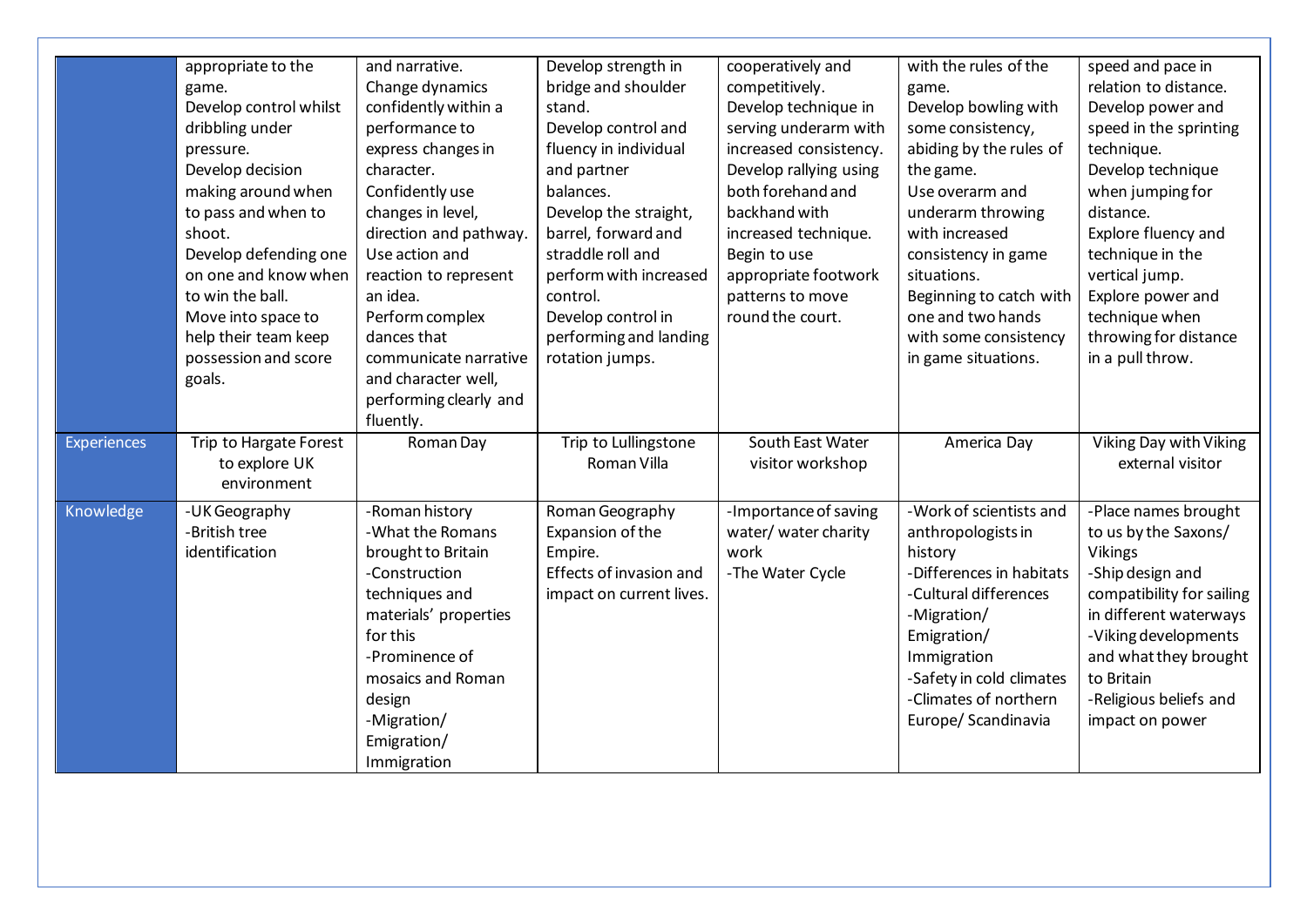| | | | | | | |
|---|---|---|---|---|---|---|
| | appropriate to the game. Develop control whilst dribbling under pressure. Develop decision making around when to pass and when to shoot. Develop defending one on one and know when to win the ball. Move into space to help their team keep possession and score goals. | and narrative. Change dynamics confidently within a performance to express changes in character. Confidently use changes in level, direction and pathway. Use action and reaction to represent an idea. Perform complex dances that communicate narrative and character well, performing clearly and fluently. | Develop strength in bridge and shoulder stand. Develop control and fluency in individual and partner balances. Develop the straight, barrel, forward and straddle roll and perform with increased control. Develop control in performing and landing rotation jumps. | cooperatively and competitively. Develop technique in serving underarm with increased consistency. Develop rallying using both forehand and backhand with increased technique. Begin to use appropriate footwork patterns to move round the court. | with the rules of the game. Develop bowling with some consistency, abiding by the rules of the game. Use overarm and underarm throwing with increased consistency in game situations. Beginning to catch with one and two hands with some consistency in game situations. | speed and pace in relation to distance. Develop power and speed in the sprinting technique. Develop technique when jumping for distance. Explore fluency and technique in the vertical jump. Explore power and technique when throwing for distance in a pull throw. |
| Experiences | Trip to Hargate Forest to explore UK environment | Roman Day | Trip to Lullingstone Roman Villa | South East Water visitor workshop | America Day | Viking Day with Viking external visitor |
| Knowledge | -UK Geography<br>-British tree identification | -Roman history<br>-What the Romans brought to Britain<br>-Construction techniques and materials' properties for this<br>-Prominence of mosaics and Roman design<br>-Migration/ Emigration/ Immigration | Roman Geography<br>Expansion of the Empire.<br>Effects of invasion and impact on current lives. | -Importance of saving water/ water charity work<br>-The Water Cycle | -Work of scientists and anthropologists in history<br>-Differences in habitats<br>-Cultural differences<br>-Migration/ Emigration/ Immigration<br>-Safety in cold climates<br>-Climates of northern Europe/ Scandinavia | -Place names brought to us by the Saxons/ Vikings<br>-Ship design and compatibility for sailing in different waterways<br>-Viking developments and what they brought to Britain<br>-Religious beliefs and impact on power |